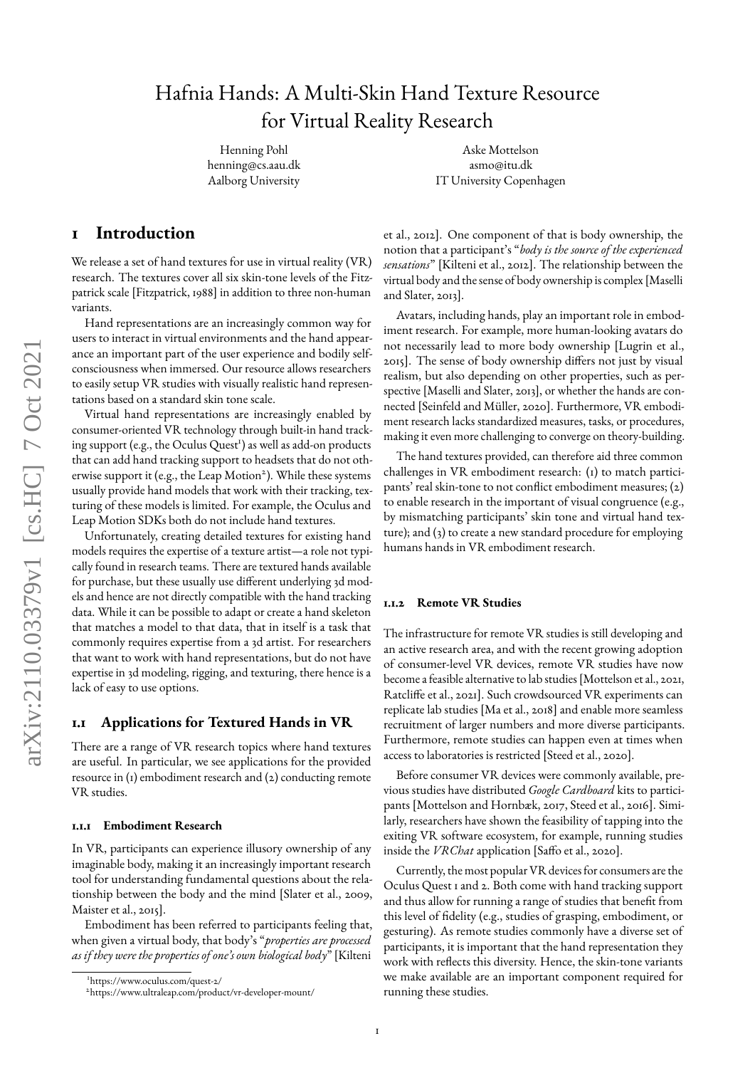# Hafnia Hands: A Multi-Skin Hand Texture Resource for Virtual Reality Research

Henning Pohl
henning@cs.aau.dk
Aalborg University

Aske Mottelson
asmo@itu.dk
IT University Copenhagen

## 1 Introduction

We release a set of hand textures for use in virtual reality (VR) research. The textures cover all six skin-tone levels of the Fitzpatrick scale [Fitzpatrick, 1988] in addition to three non-human variants.

Hand representations are an increasingly common way for users to interact in virtual environments and the hand appearance an important part of the user experience and bodily self-consciousness when immersed. Our resource allows researchers to easily setup VR studies with visually realistic hand representations based on a standard skin tone scale.

Virtual hand representations are increasingly enabled by consumer-oriented VR technology through built-in hand tracking support (e.g., the Oculus Quest[1]) as well as add-on products that can add hand tracking support to headsets that do not otherwise support it (e.g., the Leap Motion[2]). While these systems usually provide hand models that work with their tracking, texturing of these models is limited. For example, the Oculus and Leap Motion SDKs both do not include hand textures.

Unfortunately, creating detailed textures for existing hand models requires the expertise of a texture artist—a role not typically found in research teams. There are textured hands available for purchase, but these usually use different underlying 3d models and hence are not directly compatible with the hand tracking data. While it can be possible to adapt or create a hand skeleton that matches a model to that data, that in itself is a task that commonly requires expertise from a 3d artist. For researchers that want to work with hand representations, but do not have expertise in 3d modeling, rigging, and texturing, there hence is a lack of easy to use options.

### 1.1 Applications for Textured Hands in VR

There are a range of VR research topics where hand textures are useful. In particular, we see applications for the provided resource in (1) embodiment research and (2) conducting remote VR studies.

#### 1.1.1 Embodiment Research

In VR, participants can experience illusory ownership of any imaginable body, making it an increasingly important research tool for understanding fundamental questions about the relationship between the body and the mind [Slater et al., 2009, Maister et al., 2015].

Embodiment has been referred to participants feeling that, when given a virtual body, that body's "*properties are processed as if they were the properties of one's own biological body*" [Kilteni et al., 2012]. One component of that is body ownership, the notion that a participant's "*body is the source of the experienced sensations*" [Kilteni et al., 2012]. The relationship between the virtual body and the sense of body ownership is complex [Maselli and Slater, 2013].

Avatars, including hands, play an important role in embodiment research. For example, more human-looking avatars do not necessarily lead to more body ownership [Lugrin et al., 2015]. The sense of body ownership differs not just by visual realism, but also depending on other properties, such as perspective [Maselli and Slater, 2013], or whether the hands are connected [Seinfeld and Müller, 2020]. Furthermore, VR embodiment research lacks standardized measures, tasks, or procedures, making it even more challenging to converge on theory-building.

The hand textures provided, can therefore aid three common challenges in VR embodiment research: (1) to match participants' real skin-tone to not conflict embodiment measures; (2) to enable research in the important of visual congruence (e.g., by mismatching participants' skin tone and virtual hand texture); and (3) to create a new standard procedure for employing humans hands in VR embodiment research.

#### 1.1.2 Remote VR Studies

The infrastructure for remote VR studies is still developing and an active research area, and with the recent growing adoption of consumer-level VR devices, remote VR studies have now become a feasible alternative to lab studies [Mottelson et al., 2021, Ratcliffe et al., 2021]. Such crowdsourced VR experiments can replicate lab studies [Ma et al., 2018] and enable more seamless recruitment of larger numbers and more diverse participants. Furthermore, remote studies can happen even at times when access to laboratories is restricted [Steed et al., 2020].

Before consumer VR devices were commonly available, previous studies have distributed *Google Cardboard* kits to participants [Mottelson and Hornbæk, 2017, Steed et al., 2016]. Similarly, researchers have shown the feasibility of tapping into the exiting VR software ecosystem, for example, running studies inside the *VRChat* application [Saffo et al., 2020].

Currently, the most popular VR devices for consumers are the Oculus Quest 1 and 2. Both come with hand tracking support and thus allow for running a range of studies that benefit from this level of fidelity (e.g., studies of grasping, embodiment, or gesturing). As remote studies commonly have a diverse set of participants, it is important that the hand representation they work with reflects this diversity. Hence, the skin-tone variants we make available are an important component required for running these studies.

[1] https://www.oculus.com/quest-2/

[2] https://www.ultraleap.com/product/vr-developer-mount/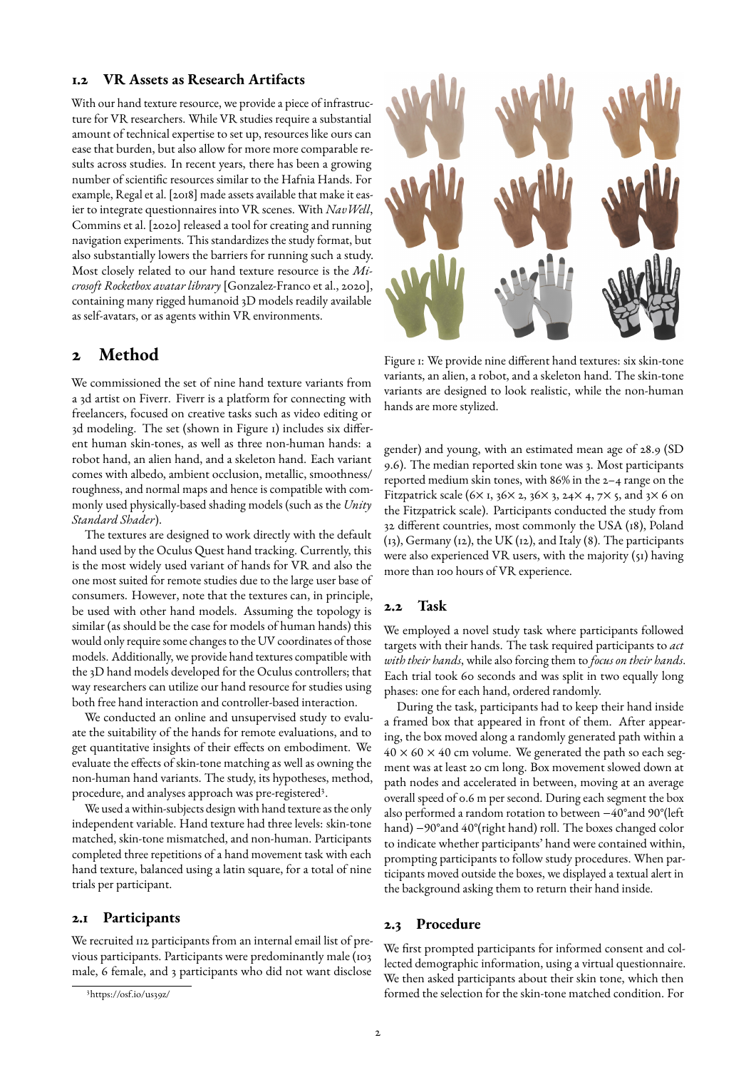## 1.2 VR Assets as Research Artifacts

With our hand texture resource, we provide a piece of infrastructure for VR researchers. While VR studies require a substantial amount of technical expertise to set up, resources like ours can ease that burden, but also allow for more more comparable results across studies. In recent years, there has been a growing number of scientific resources similar to the Hafnia Hands. For example, Regal et al. [2018] made assets available that make it easier to integrate questionnaires into VR scenes. With *NavWell*, Commins et al. [2020] released a tool for creating and running navigation experiments. This standardizes the study format, but also substantially lowers the barriers for running such a study. Most closely related to our hand texture resource is the *Microsoft Rocketbox avatar library* [Gonzalez-Franco et al., 2020], containing many rigged humanoid 3D models readily available as self-avatars, or as agents within VR environments.

# 2 Method

We commissioned the set of nine hand texture variants from a 3d artist on Fiverr. Fiverr is a platform for connecting with freelancers, focused on creative tasks such as video editing or 3d modeling. The set (shown in Figure 1) includes six different human skin-tones, as well as three non-human hands: a robot hand, an alien hand, and a skeleton hand. Each variant comes with albedo, ambient occlusion, metallic, smoothness/roughness, and normal maps and hence is compatible with commonly used physically-based shading models (such as the *Unity Standard Shader*).

The textures are designed to work directly with the default hand used by the Oculus Quest hand tracking. Currently, this is the most widely used variant of hands for VR and also the one most suited for remote studies due to the large user base of consumers. However, note that the textures can, in principle, be used with other hand models. Assuming the topology is similar (as should be the case for models of human hands) this would only require some changes to the UV coordinates of those models. Additionally, we provide hand textures compatible with the 3D hand models developed for the Oculus controllers; that way researchers can utilize our hand resource for studies using both free hand interaction and controller-based interaction.

We conducted an online and unsupervised study to evaluate the suitability of the hands for remote evaluations, and to get quantitative insights of their effects on embodiment. We evaluate the effects of skin-tone matching as well as owning the non-human hand variants. The study, its hypotheses, method, procedure, and analyses approach was pre-registered[3].

We used a within-subjects design with hand texture as the only independent variable. Hand texture had three levels: skin-tone matched, skin-tone mismatched, and non-human. Participants completed three repetitions of a hand movement task with each hand texture, balanced using a latin square, for a total of nine trials per participant.

## 2.1 Participants

We recruited 112 participants from an internal email list of previous participants. Participants were predominantly male (103 male, 6 female, and 3 participants who did not want disclose gender) and young, with an estimated mean age of 28.9 (SD 9.6). The median reported skin tone was 3. Most participants reported medium skin tones, with 86% in the 2–4 range on the Fitzpatrick scale (6× 1, 36× 2, 36× 3, 24× 4, 7× 5, and 3× 6 on the Fitzpatrick scale). Participants conducted the study from 32 different countries, most commonly the USA (18), Poland (13), Germany (12), the UK (12), and Italy (8). The participants were also experienced VR users, with the majority (51) having more than 100 hours of VR experience.

[3]https://osf.io/us39z/

Figure 1: We provide nine different hand textures: six skin-tone variants, an alien, a robot, and a skeleton hand. The skin-tone variants are designed to look realistic, while the non-human hands are more stylized.

## 2.2 Task

We employed a novel study task where participants followed targets with their hands. The task required participants to *act with their hands*, while also forcing them to *focus on their hands*. Each trial took 60 seconds and was split in two equally long phases: one for each hand, ordered randomly.

During the task, participants had to keep their hand inside a framed box that appeared in front of them. After appearing, the box moved along a randomly generated path within a $40 \times 60 \times 40$ cm volume. We generated the path so each segment was at least 20 cm long. Box movement slowed down at path nodes and accelerated in between, moving at an average overall speed of 0.6 m per second. During each segment the box also performed a random rotation to between $-40°$ and $90°$ (left hand) $-90°$ and $40°$ (right hand) roll. The boxes changed color to indicate whether participants' hand were contained within, prompting participants to follow study procedures. When participants moved outside the boxes, we displayed a textual alert in the background asking them to return their hand inside.

## 2.3 Procedure

We first prompted participants for informed consent and collected demographic information, using a virtual questionnaire. We then asked participants about their skin tone, which then formed the selection for the skin-tone matched condition. For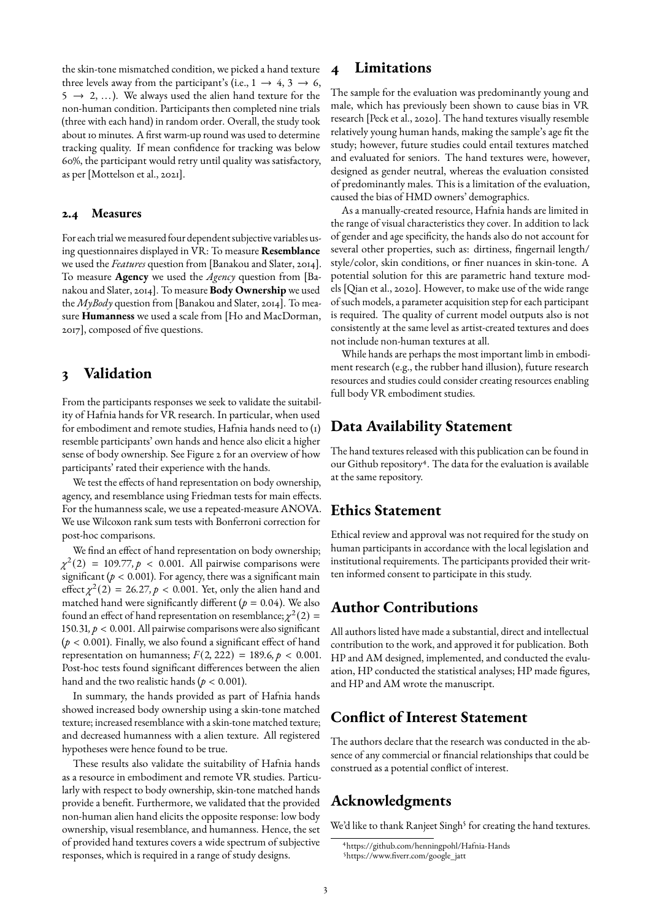the skin-tone mismatched condition, we picked a hand texture three levels away from the participant's (i.e., $1 \rightarrow 4$, $3 \rightarrow 6$, $5 \rightarrow 2$, ...). We always used the alien hand texture for the non-human condition. Participants then completed nine trials (three with each hand) in random order. Overall, the study took about 10 minutes. A first warm-up round was used to determine tracking quality. If mean confidence for tracking was below 60%, the participant would retry until quality was satisfactory, as per [Mottelson et al., 2021].

### 2.4 Measures

For each trial we measured four dependent subjective variables using questionnaires displayed in VR: To measure **Resemblance** we used the *Features* question from [Banakou and Slater, 2014]. To measure **Agency** we used the *Agency* question from [Banakou and Slater, 2014]. To measure **Body Ownership** we used the *MyBody* question from [Banakou and Slater, 2014]. To measure **Humanness** we used a scale from [Ho and MacDorman, 2017], composed of five questions.

## 3 Validation

From the participants responses we seek to validate the suitability of Hafnia hands for VR research. In particular, when used for embodiment and remote studies, Hafnia hands need to (1) resemble participants' own hands and hence also elicit a higher sense of body ownership. See Figure 2 for an overview of how participants' rated their experience with the hands.

We test the effects of hand representation on body ownership, agency, and resemblance using Friedman tests for main effects. For the humanness scale, we use a repeated-measure ANOVA. We use Wilcoxon rank sum tests with Bonferroni correction for post-hoc comparisons.

We find an effect of hand representation on body ownership; $\chi^2(2) = 109.77, p < 0.001$. All pairwise comparisons were significant ($p < 0.001$). For agency, there was a significant main effect $\chi^2(2) = 26.27, p < 0.001$. Yet, only the alien hand and matched hand were significantly different ($p = 0.04$). We also found an effect of hand representation on resemblance; $\chi^2(2) = 150.31, p < 0.001$. All pairwise comparisons were also significant ($p < 0.001$). Finally, we also found a significant effect of hand representation on humanness; $F(2, 222) = 189.6, p < 0.001$. Post-hoc tests found significant differences between the alien hand and the two realistic hands ($p < 0.001$).

In summary, the hands provided as part of Hafnia hands showed increased body ownership using a skin-tone matched texture; increased resemblance with a skin-tone matched texture; and decreased humanness with a alien texture. All registered hypotheses were hence found to be true.

These results also validate the suitability of Hafnia hands as a resource in embodiment and remote VR studies. Particularly with respect to body ownership, skin-tone matched hands provide a benefit. Furthermore, we validated that the provided non-human alien hand elicits the opposite response: low body ownership, visual resemblance, and humanness. Hence, the set of provided hand textures covers a wide spectrum of subjective responses, which is required in a range of study designs.

## 4 Limitations

The sample for the evaluation was predominantly young and male, which has previously been shown to cause bias in VR research [Peck et al., 2020]. The hand textures visually resemble relatively young human hands, making the sample's age fit the study; however, future studies could entail textures matched and evaluated for seniors. The hand textures were, however, designed as gender neutral, whereas the evaluation consisted of predominantly males. This is a limitation of the evaluation, caused the bias of HMD owners' demographics.

As a manually-created resource, Hafnia hands are limited in the range of visual characteristics they cover. In addition to lack of gender and age specificity, the hands also do not account for several other properties, such as: dirtiness, fingernail length/style/color, skin conditions, or finer nuances in skin-tone. A potential solution for this are parametric hand texture models [Qian et al., 2020]. However, to make use of the wide range of such models, a parameter acquisition step for each participant is required. The quality of current model outputs also is not consistently at the same level as artist-created textures and does not include non-human textures at all.

While hands are perhaps the most important limb in embodiment research (e.g., the rubber hand illusion), future research resources and studies could consider creating resources enabling full body VR embodiment studies.

## Data Availability Statement

The hand textures released with this publication can be found in our Github repository[4]. The data for the evaluation is available at the same repository.

## Ethics Statement

Ethical review and approval was not required for the study on human participants in accordance with the local legislation and institutional requirements. The participants provided their written informed consent to participate in this study.

## Author Contributions

All authors listed have made a substantial, direct and intellectual contribution to the work, and approved it for publication. Both HP and AM designed, implemented, and conducted the evaluation, HP conducted the statistical analyses; HP made figures, and HP and AM wrote the manuscript.

## Conflict of Interest Statement

The authors declare that the research was conducted in the absence of any commercial or financial relationships that could be construed as a potential conflict of interest.

## Acknowledgments

We'd like to thank Ranjeet Singh[5] for creating the hand textures.

[4] https://github.com/henningpohl/Hafnia-Hands
[5] https://www.fiverr.com/google_jatt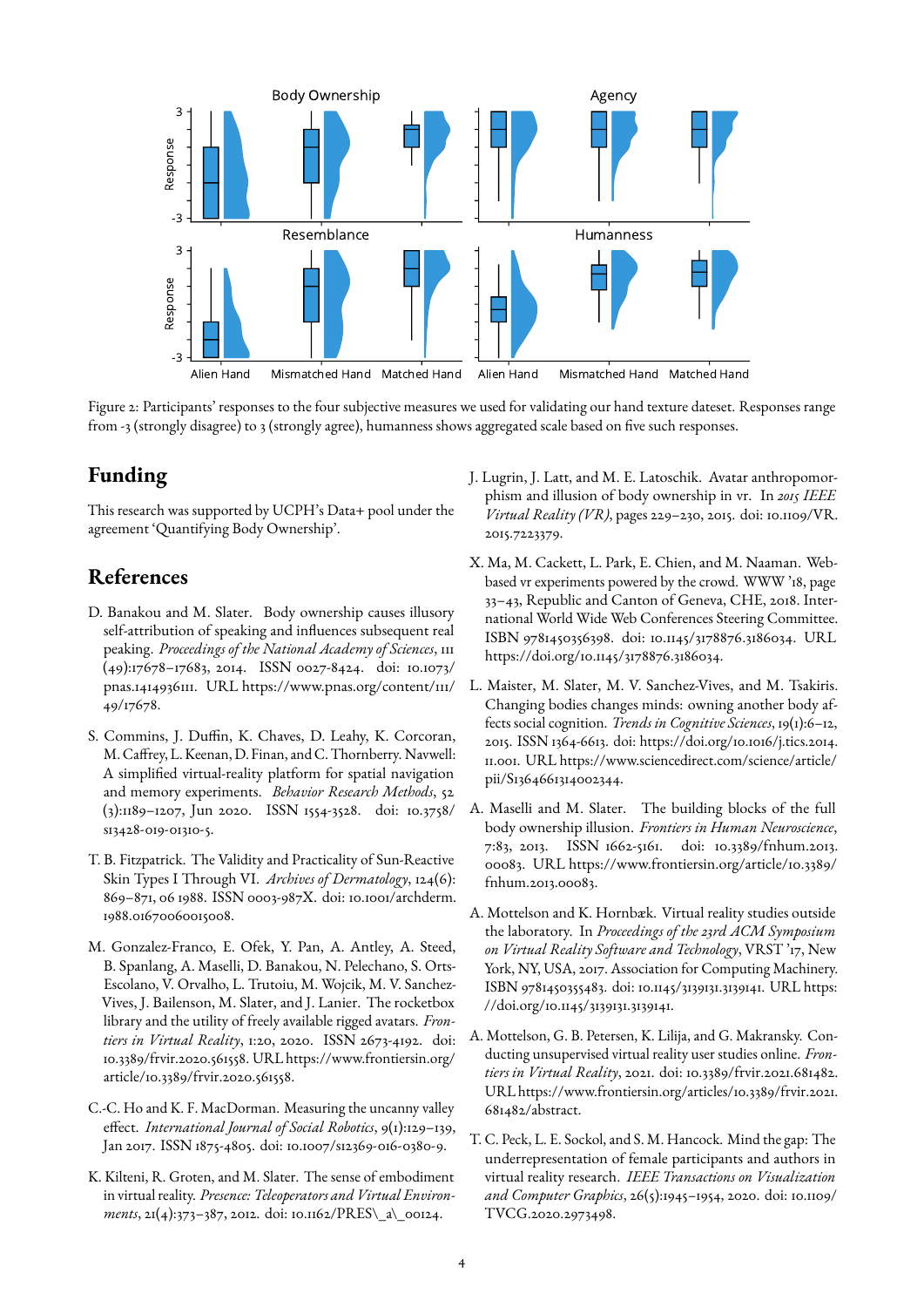Figure 2: Participants' responses to the four subjective measures we used for validating our hand texture dateset. Responses range from -3 (strongly disagree) to 3 (strongly agree), humanness shows aggregated scale based on five such responses.

## Funding

This research was supported by UCPH's Data+ pool under the agreement 'Quantifying Body Ownership'.

## References

D. Banakou and M. Slater. Body ownership causes illusory self-attribution of speaking and influences subsequent real peaking. *Proceedings of the National Academy of Sciences*, 111 (49):17678–17683, 2014. ISSN 0027-8424. doi: 10.1073/pnas.1414936111. URL https://www.pnas.org/content/111/49/17678.

S. Commins, J. Duffin, K. Chaves, D. Leahy, K. Corcoran, M. Caffrey, L. Keenan, D. Finan, and C. Thornberry. Navwell: A simplified virtual-reality platform for spatial navigation and memory experiments. *Behavior Research Methods*, 52 (3):1189–1207, Jun 2020. ISSN 1554-3528. doi: 10.3758/s13428-019-01310-5.

T. B. Fitzpatrick. The Validity and Practicality of Sun-Reactive Skin Types I Through VI. *Archives of Dermatology*, 124(6): 869–871, 06 1988. ISSN 0003-987X. doi: 10.1001/archderm.1988.01670060015008.

M. Gonzalez-Franco, E. Ofek, Y. Pan, A. Antley, A. Steed, B. Spanlang, A. Maselli, D. Banakou, N. Pelechano, S. Orts-Escolano, V. Orvalho, L. Trutoiu, M. Wojcik, M. V. Sanchez-Vives, J. Bailenson, M. Slater, and J. Lanier. The rocketbox library and the utility of freely available rigged avatars. *Frontiers in Virtual Reality*, 1:20, 2020. ISSN 2673-4192. doi: 10.3389/frvir.2020.561558. URL https://www.frontiersin.org/article/10.3389/frvir.2020.561558.

C.-C. Ho and K. F. MacDorman. Measuring the uncanny valley effect. *International Journal of Social Robotics*, 9(1):129–139, Jan 2017. ISSN 1875-4805. doi: 10.1007/s12369-016-0380-9.

K. Kilteni, R. Groten, and M. Slater. The sense of embodiment in virtual reality. *Presence: Teleoperators and Virtual Environments*, 21(4):373–387, 2012. doi: 10.1162/PRES\_a\_00124.

J. Lugrin, J. Latt, and M. E. Latoschik. Avatar anthropomorphism and illusion of body ownership in vr. In *2015 IEEE Virtual Reality (VR)*, pages 229–230, 2015. doi: 10.1109/VR.2015.7223379.

X. Ma, M. Cackett, L. Park, E. Chien, and M. Naaman. Web-based vr experiments powered by the crowd. WWW '18, page 33–43, Republic and Canton of Geneva, CHE, 2018. International World Wide Web Conferences Steering Committee. ISBN 9781450356398. doi: 10.1145/3178876.3186034. URL https://doi.org/10.1145/3178876.3186034.

L. Maister, M. Slater, M. V. Sanchez-Vives, and M. Tsakiris. Changing bodies changes minds: owning another body affects social cognition. *Trends in Cognitive Sciences*, 19(1):6–12, 2015. ISSN 1364-6613. doi: https://doi.org/10.1016/j.tics.2014.11.001. URL https://www.sciencedirect.com/science/article/pii/S1364661314002344.

A. Maselli and M. Slater. The building blocks of the full body ownership illusion. *Frontiers in Human Neuroscience*, 7:83, 2013. ISSN 1662-5161. doi: 10.3389/fnhum.2013.00083. URL https://www.frontiersin.org/article/10.3389/fnhum.2013.00083.

A. Mottelson and K. Hornbæk. Virtual reality studies outside the laboratory. In *Proceedings of the 23rd ACM Symposium on Virtual Reality Software and Technology*, VRST '17, New York, NY, USA, 2017. Association for Computing Machinery. ISBN 9781450355483. doi: 10.1145/3139131.3139141. URL https://doi.org/10.1145/3139131.3139141.

A. Mottelson, G. B. Petersen, K. Lilija, and G. Makransky. Conducting unsupervised virtual reality user studies online. *Frontiers in Virtual Reality*, 2021. doi: 10.3389/frvir.2021.681482. URL https://www.frontiersin.org/articles/10.3389/frvir.2021.681482/abstract.

T. C. Peck, L. E. Sockol, and S. M. Hancock. Mind the gap: The underrepresentation of female participants and authors in virtual reality research. *IEEE Transactions on Visualization and Computer Graphics*, 26(5):1945–1954, 2020. doi: 10.1109/TVCG.2020.2973498.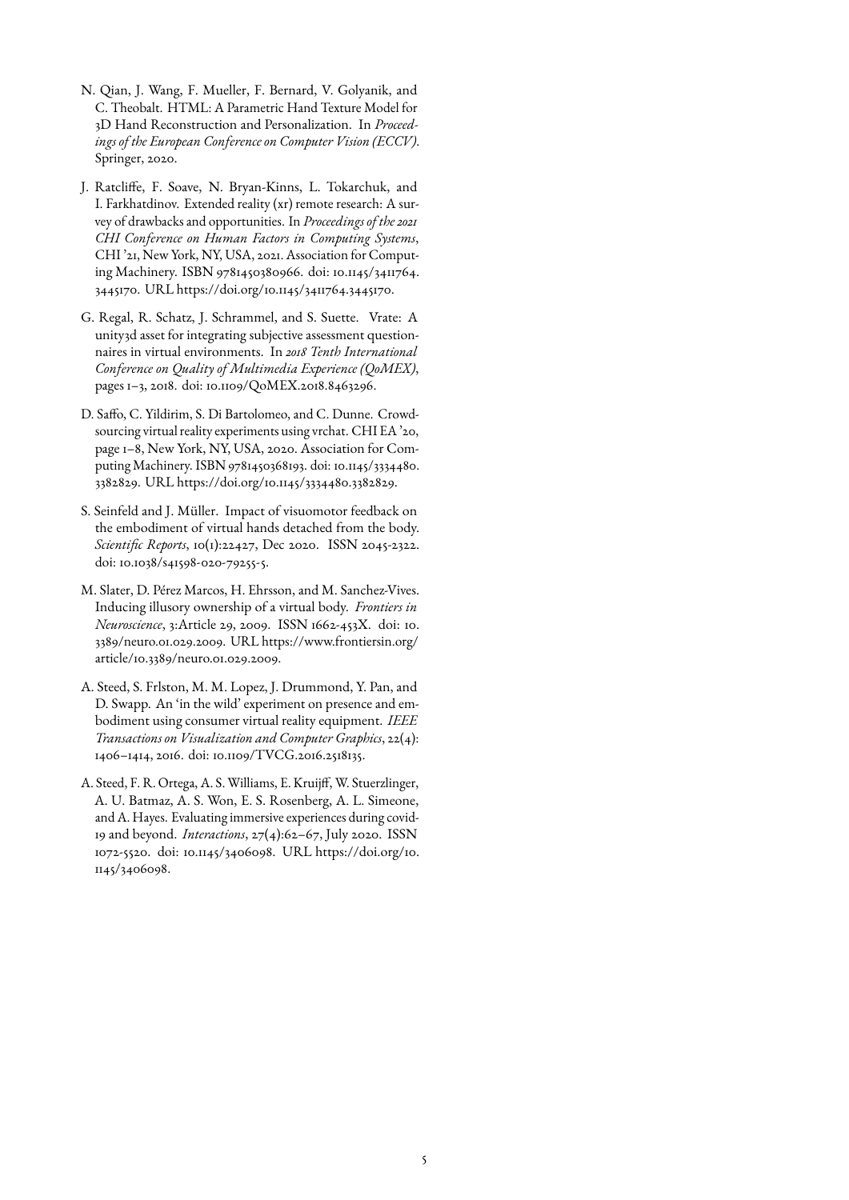N. Qian, J. Wang, F. Mueller, F. Bernard, V. Golyanik, and C. Theobalt. HTML: A Parametric Hand Texture Model for 3D Hand Reconstruction and Personalization. In *Proceedings of the European Conference on Computer Vision (ECCV)*. Springer, 2020.

J. Ratcliffe, F. Soave, N. Bryan-Kinns, L. Tokarchuk, and I. Farkhatdinov. Extended reality (xr) remote research: A survey of drawbacks and opportunities. In *Proceedings of the 2021 CHI Conference on Human Factors in Computing Systems*, CHI '21, New York, NY, USA, 2021. Association for Computing Machinery. ISBN 9781450380966. doi: 10.1145/3411764.3445170. URL https://doi.org/10.1145/3411764.3445170.

G. Regal, R. Schatz, J. Schrammel, and S. Suette. Vrate: A unity3d asset for integrating subjective assessment questionnaires in virtual environments. In *2018 Tenth International Conference on Quality of Multimedia Experience (QoMEX)*, pages 1–3, 2018. doi: 10.1109/QoMEX.2018.8463296.

D. Saffo, C. Yildirim, S. Di Bartolomeo, and C. Dunne. Crowdsourcing virtual reality experiments using vrchat. CHI EA '20, page 1–8, New York, NY, USA, 2020. Association for Computing Machinery. ISBN 9781450368193. doi: 10.1145/3334480.3382829. URL https://doi.org/10.1145/3334480.3382829.

S. Seinfeld and J. Müller. Impact of visuomotor feedback on the embodiment of virtual hands detached from the body. *Scientific Reports*, 10(1):22427, Dec 2020. ISSN 2045-2322. doi: 10.1038/s41598-020-79255-5.

M. Slater, D. Pérez Marcos, H. Ehrsson, and M. Sanchez-Vives. Inducing illusory ownership of a virtual body. *Frontiers in Neuroscience*, 3:Article 29, 2009. ISSN 1662-453X. doi: 10.3389/neuro.01.029.2009. URL https://www.frontiersin.org/article/10.3389/neuro.01.029.2009.

A. Steed, S. Frlston, M. M. Lopez, J. Drummond, Y. Pan, and D. Swapp. An 'in the wild' experiment on presence and embodiment using consumer virtual reality equipment. *IEEE Transactions on Visualization and Computer Graphics*, 22(4):1406–1414, 2016. doi: 10.1109/TVCG.2016.2518135.

A. Steed, F. R. Ortega, A. S. Williams, E. Kruijff, W. Stuerzlinger, A. U. Batmaz, A. S. Won, E. S. Rosenberg, A. L. Simeone, and A. Hayes. Evaluating immersive experiences during covid-19 and beyond. *Interactions*, 27(4):62–67, July 2020. ISSN 1072-5520. doi: 10.1145/3406098. URL https://doi.org/10.1145/3406098.